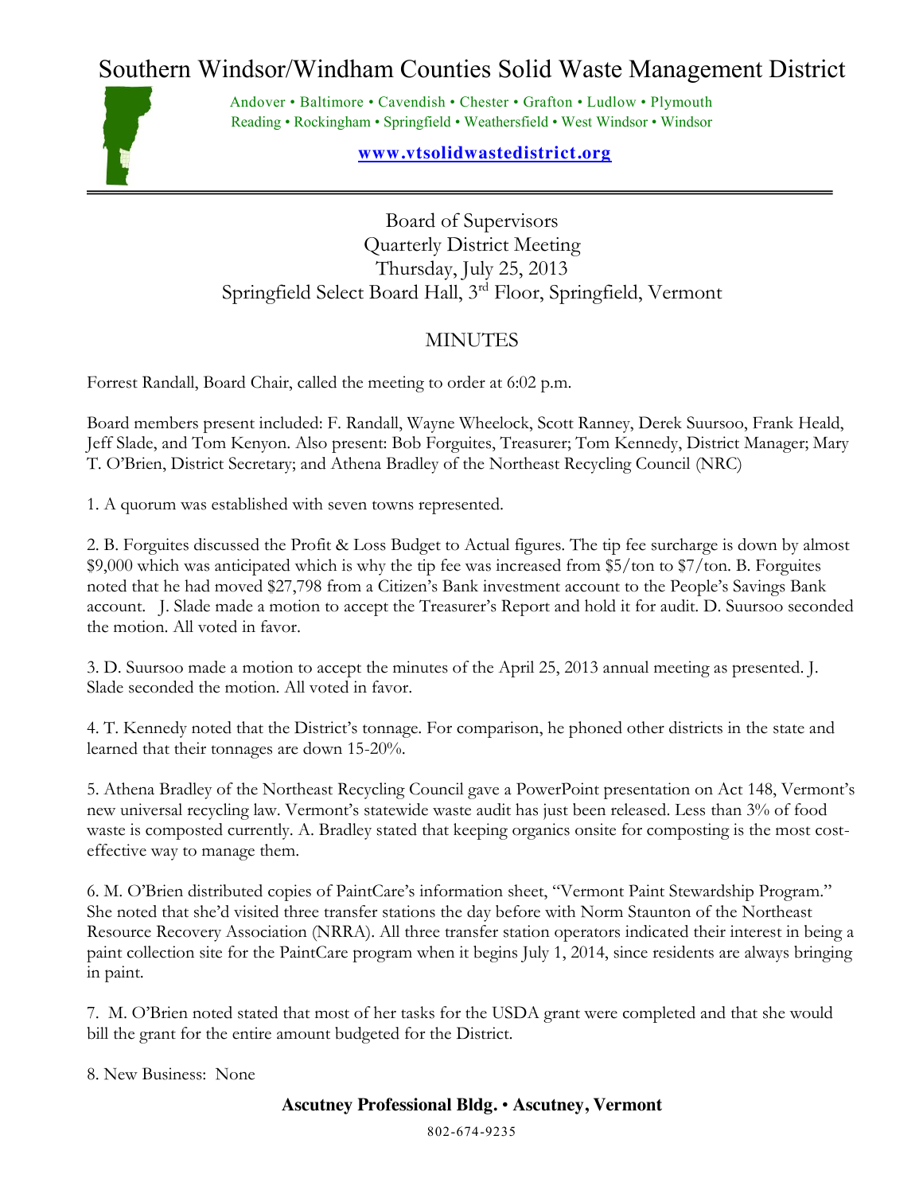# Southern Windsor/Windham Counties Solid Waste Management District

Andover • Baltimore • Cavendish • Chester • Grafton • Ludlow • Plymouth
Reading • Rockingham • Springfield • Weathersfield • West Windsor • Windsor

**www.vtsolidwastedistrict.org**

Board of Supervisors
Quarterly District Meeting
Thursday, July 25, 2013
Springfield Select Board Hall, 3rd Floor, Springfield, Vermont

## MINUTES

Forrest Randall, Board Chair, called the meeting to order at 6:02 p.m.

Board members present included: F. Randall, Wayne Wheelock, Scott Ranney, Derek Suursoo, Frank Heald, Jeff Slade, and Tom Kenyon. Also present: Bob Forguites, Treasurer; Tom Kennedy, District Manager; Mary T. O'Brien, District Secretary; and Athena Bradley of the Northeast Recycling Council (NRC)

1. A quorum was established with seven towns represented.

2. B. Forguites discussed the Profit & Loss Budget to Actual figures. The tip fee surcharge is down by almost $9,000 which was anticipated which is why the tip fee was increased from $5/ton to $7/ton. B. Forguites noted that he had moved $27,798 from a Citizen's Bank investment account to the People's Savings Bank account. J. Slade made a motion to accept the Treasurer's Report and hold it for audit. D. Suursoo seconded the motion. All voted in favor.

3. D. Suursoo made a motion to accept the minutes of the April 25, 2013 annual meeting as presented. J. Slade seconded the motion. All voted in favor.

4. T. Kennedy noted that the District's tonnage. For comparison, he phoned other districts in the state and learned that their tonnages are down 15-20%.

5. Athena Bradley of the Northeast Recycling Council gave a PowerPoint presentation on Act 148, Vermont's new universal recycling law. Vermont's statewide waste audit has just been released. Less than 3% of food waste is composted currently. A. Bradley stated that keeping organics onsite for composting is the most cost-effective way to manage them.

6. M. O'Brien distributed copies of PaintCare's information sheet, "Vermont Paint Stewardship Program." She noted that she'd visited three transfer stations the day before with Norm Staunton of the Northeast Resource Recovery Association (NRRA). All three transfer station operators indicated their interest in being a paint collection site for the PaintCare program when it begins July 1, 2014, since residents are always bringing in paint.

7. M. O'Brien noted stated that most of her tasks for the USDA grant were completed and that she would bill the grant for the entire amount budgeted for the District.

8. New Business: None

**Ascutney Professional Bldg. • Ascutney, Vermont**

802-674-9235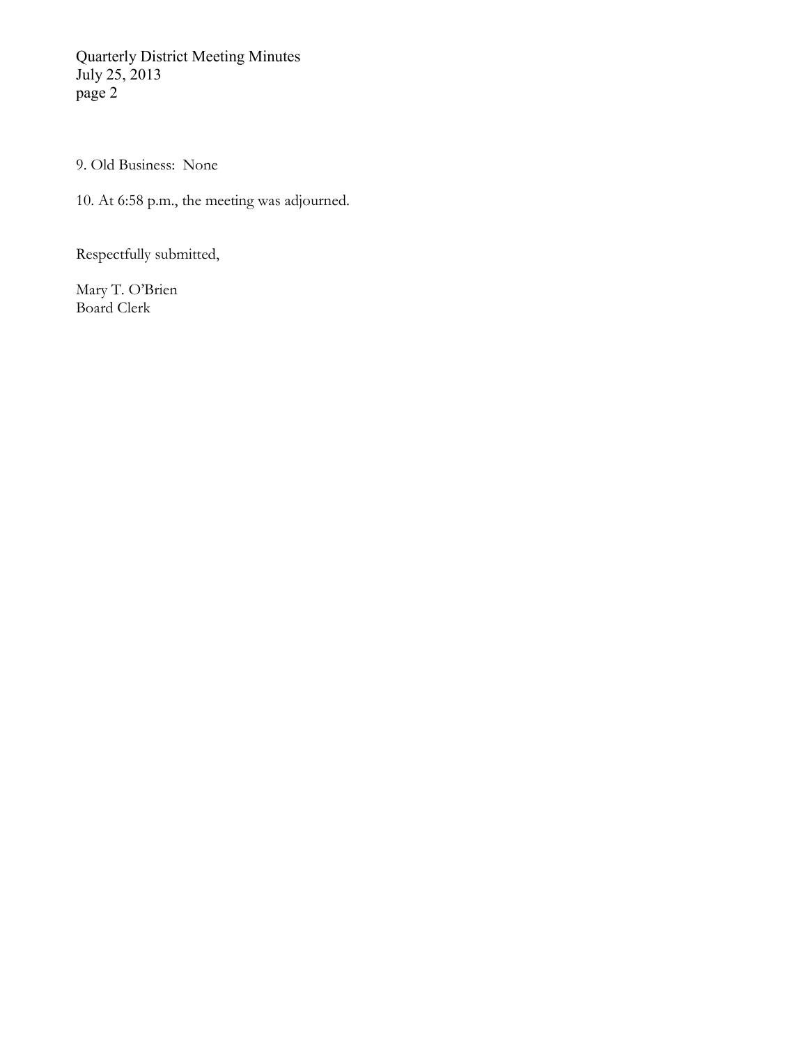9. Old Business: None

10. At 6:58 p.m., the meeting was adjourned.

Respectfully submitted,

Mary T. O'Brien
Board Clerk